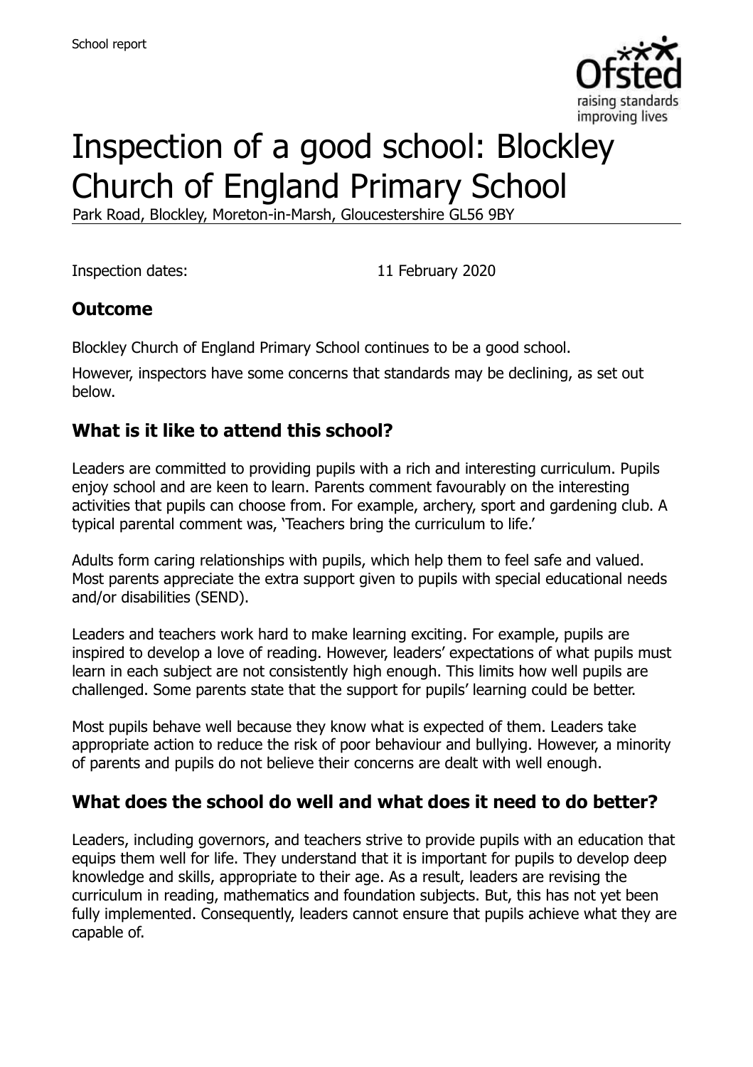# Inspection of a good school: Blockley Church of England Primary School

Park Road, Blockley, Moreton-in-Marsh, Gloucestershire GL56 9BY

Inspection dates: 11 February 2020

## Outcome

Blockley Church of England Primary School continues to be a good school.

However, inspectors have some concerns that standards may be declining, as set out below.

## What is it like to attend this school?

Leaders are committed to providing pupils with a rich and interesting curriculum. Pupils enjoy school and are keen to learn. Parents comment favourably on the interesting activities that pupils can choose from. For example, archery, sport and gardening club. A typical parental comment was, 'Teachers bring the curriculum to life.'

Adults form caring relationships with pupils, which help them to feel safe and valued. Most parents appreciate the extra support given to pupils with special educational needs and/or disabilities (SEND).

Leaders and teachers work hard to make learning exciting. For example, pupils are inspired to develop a love of reading. However, leaders' expectations of what pupils must learn in each subject are not consistently high enough. This limits how well pupils are challenged. Some parents state that the support for pupils' learning could be better.

Most pupils behave well because they know what is expected of them. Leaders take appropriate action to reduce the risk of poor behaviour and bullying. However, a minority of parents and pupils do not believe their concerns are dealt with well enough.

## What does the school do well and what does it need to do better?

Leaders, including governors, and teachers strive to provide pupils with an education that equips them well for life. They understand that it is important for pupils to develop deep knowledge and skills, appropriate to their age. As a result, leaders are revising the curriculum in reading, mathematics and foundation subjects. But, this has not yet been fully implemented. Consequently, leaders cannot ensure that pupils achieve what they are capable of.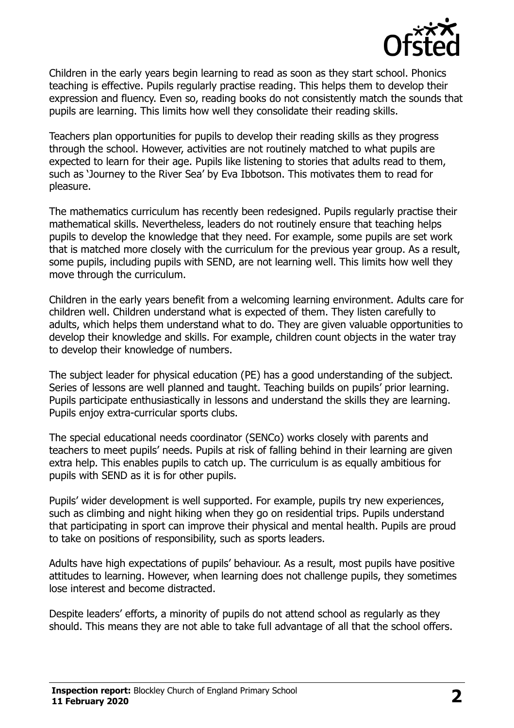Children in the early years begin learning to read as soon as they start school. Phonics teaching is effective. Pupils regularly practise reading. This helps them to develop their expression and fluency. Even so, reading books do not consistently match the sounds that pupils are learning. This limits how well they consolidate their reading skills.

Teachers plan opportunities for pupils to develop their reading skills as they progress through the school. However, activities are not routinely matched to what pupils are expected to learn for their age. Pupils like listening to stories that adults read to them, such as 'Journey to the River Sea' by Eva Ibbotson. This motivates them to read for pleasure.

The mathematics curriculum has recently been redesigned. Pupils regularly practise their mathematical skills. Nevertheless, leaders do not routinely ensure that teaching helps pupils to develop the knowledge that they need. For example, some pupils are set work that is matched more closely with the curriculum for the previous year group. As a result, some pupils, including pupils with SEND, are not learning well. This limits how well they move through the curriculum.

Children in the early years benefit from a welcoming learning environment. Adults care for children well. Children understand what is expected of them. They listen carefully to adults, which helps them understand what to do. They are given valuable opportunities to develop their knowledge and skills. For example, children count objects in the water tray to develop their knowledge of numbers.

The subject leader for physical education (PE) has a good understanding of the subject. Series of lessons are well planned and taught. Teaching builds on pupils' prior learning. Pupils participate enthusiastically in lessons and understand the skills they are learning. Pupils enjoy extra-curricular sports clubs.

The special educational needs coordinator (SENCo) works closely with parents and teachers to meet pupils' needs. Pupils at risk of falling behind in their learning are given extra help. This enables pupils to catch up. The curriculum is as equally ambitious for pupils with SEND as it is for other pupils.

Pupils' wider development is well supported. For example, pupils try new experiences, such as climbing and night hiking when they go on residential trips. Pupils understand that participating in sport can improve their physical and mental health. Pupils are proud to take on positions of responsibility, such as sports leaders.

Adults have high expectations of pupils' behaviour. As a result, most pupils have positive attitudes to learning. However, when learning does not challenge pupils, they sometimes lose interest and become distracted.

Despite leaders' efforts, a minority of pupils do not attend school as regularly as they should. This means they are not able to take full advantage of all that the school offers.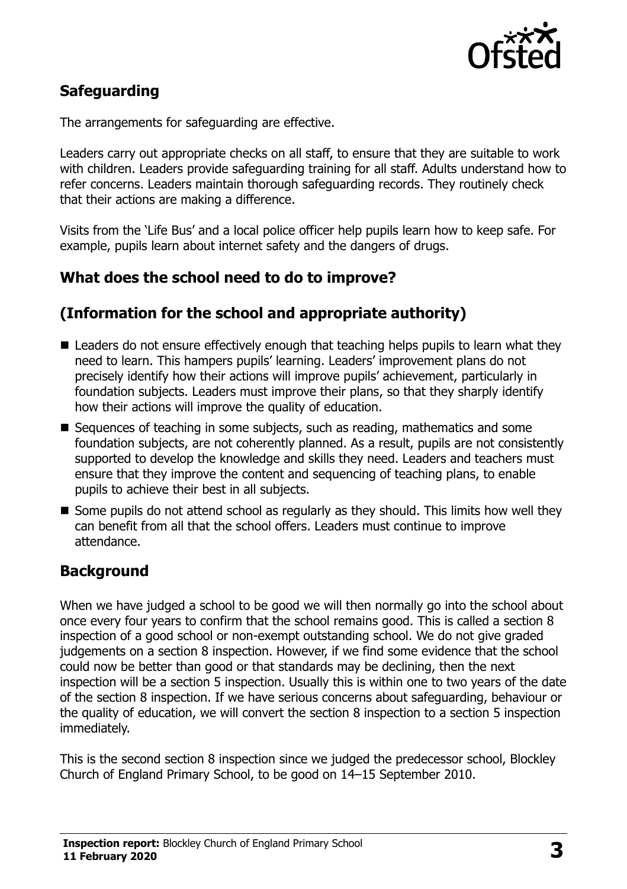## Safeguarding

The arrangements for safeguarding are effective.

Leaders carry out appropriate checks on all staff, to ensure that they are suitable to work with children. Leaders provide safeguarding training for all staff. Adults understand how to refer concerns. Leaders maintain thorough safeguarding records. They routinely check that their actions are making a difference.

Visits from the 'Life Bus' and a local police officer help pupils learn how to keep safe. For example, pupils learn about internet safety and the dangers of drugs.

## What does the school need to do to improve?

## (Information for the school and appropriate authority)

- Leaders do not ensure effectively enough that teaching helps pupils to learn what they need to learn. This hampers pupils' learning. Leaders' improvement plans do not precisely identify how their actions will improve pupils' achievement, particularly in foundation subjects. Leaders must improve their plans, so that they sharply identify how their actions will improve the quality of education.
- Sequences of teaching in some subjects, such as reading, mathematics and some foundation subjects, are not coherently planned. As a result, pupils are not consistently supported to develop the knowledge and skills they need. Leaders and teachers must ensure that they improve the content and sequencing of teaching plans, to enable pupils to achieve their best in all subjects.
- Some pupils do not attend school as regularly as they should. This limits how well they can benefit from all that the school offers. Leaders must continue to improve attendance.

## Background

When we have judged a school to be good we will then normally go into the school about once every four years to confirm that the school remains good. This is called a section 8 inspection of a good school or non-exempt outstanding school. We do not give graded judgements on a section 8 inspection. However, if we find some evidence that the school could now be better than good or that standards may be declining, then the next inspection will be a section 5 inspection. Usually this is within one to two years of the date of the section 8 inspection. If we have serious concerns about safeguarding, behaviour or the quality of education, we will convert the section 8 inspection to a section 5 inspection immediately.

This is the second section 8 inspection since we judged the predecessor school, Blockley Church of England Primary School, to be good on 14–15 September 2010.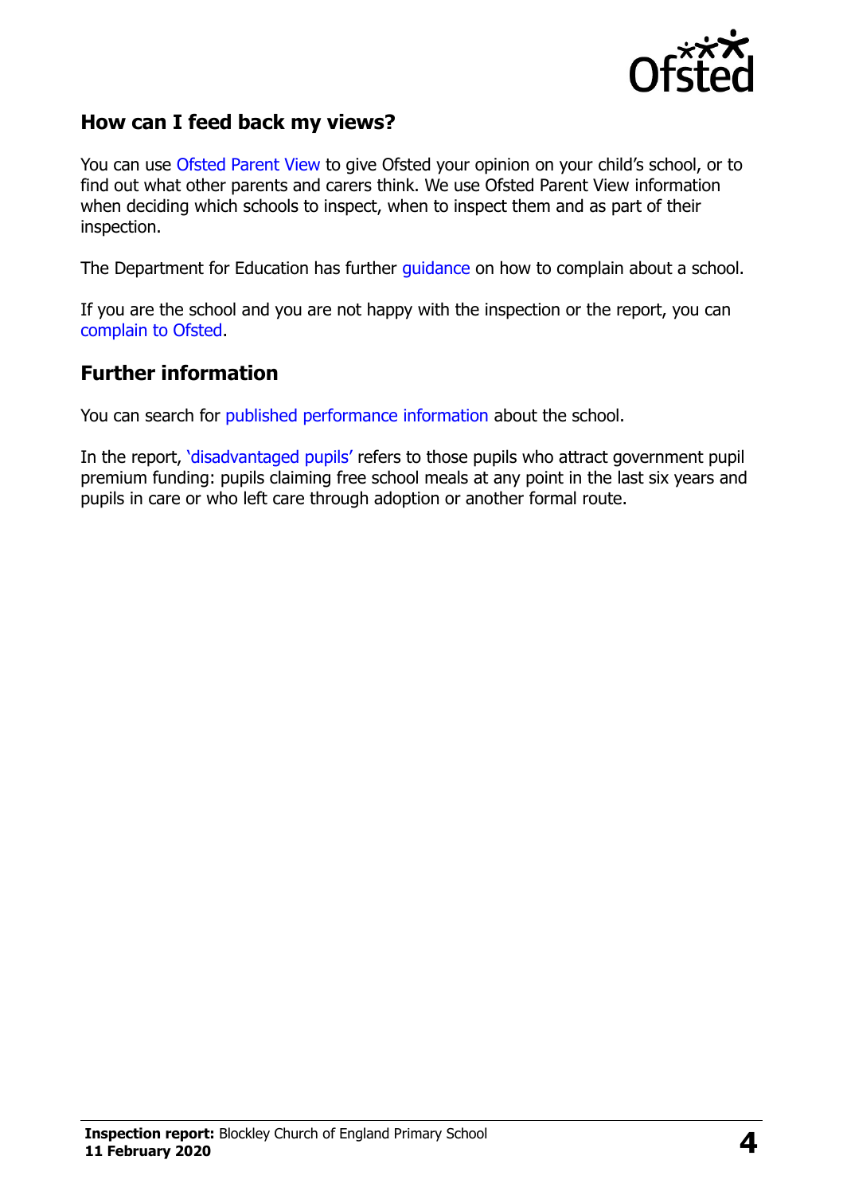## How can I feed back my views?

You can use Ofsted Parent View to give Ofsted your opinion on your child's school, or to find out what other parents and carers think. We use Ofsted Parent View information when deciding which schools to inspect, when to inspect them and as part of their inspection.

The Department for Education has further guidance on how to complain about a school.

If you are the school and you are not happy with the inspection or the report, you can complain to Ofsted.

## Further information

You can search for published performance information about the school.

In the report, 'disadvantaged pupils' refers to those pupils who attract government pupil premium funding: pupils claiming free school meals at any point in the last six years and pupils in care or who left care through adoption or another formal route.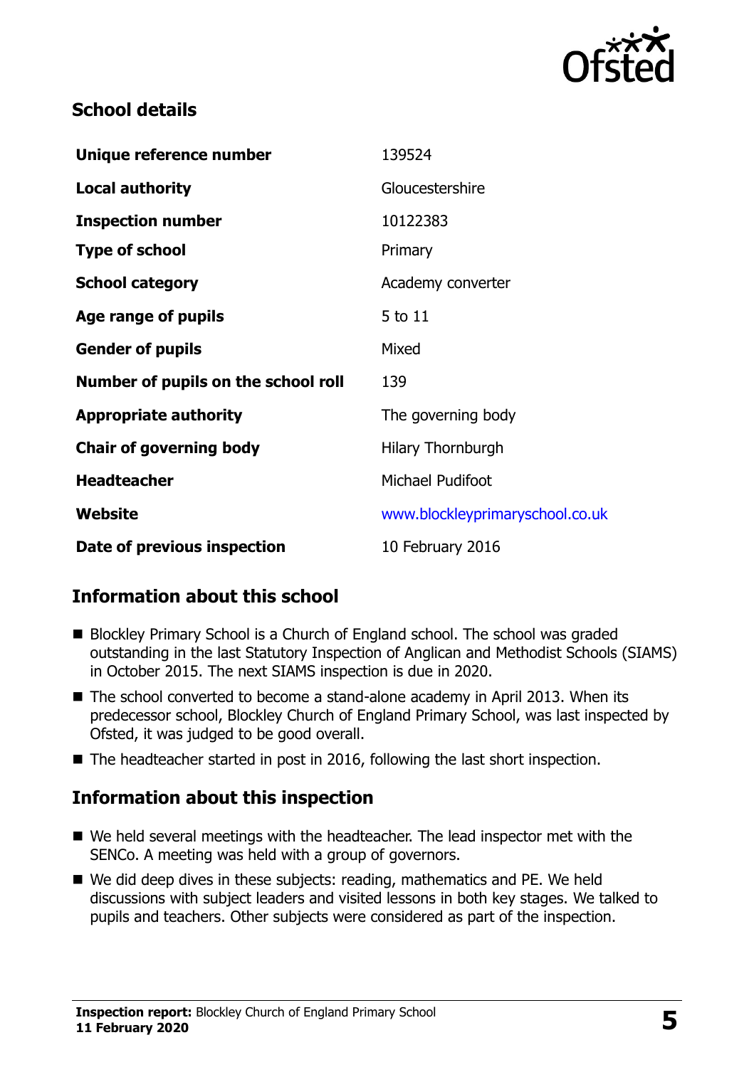## School details

| | |
|---|---|
| **Unique reference number** | 139524 |
| **Local authority** | Gloucestershire |
| **Inspection number** | 10122383 |
| **Type of school** | Primary |
| **School category** | Academy converter |
| **Age range of pupils** | 5 to 11 |
| **Gender of pupils** | Mixed |
| **Number of pupils on the school roll** | 139 |
| **Appropriate authority** | The governing body |
| **Chair of governing body** | Hilary Thornburgh |
| **Headteacher** | Michael Pudifoot |
| **Website** | www.blockleyprimaryschool.co.uk |
| **Date of previous inspection** | 10 February 2016 |

## Information about this school

- Blockley Primary School is a Church of England school. The school was graded outstanding in the last Statutory Inspection of Anglican and Methodist Schools (SIAMS) in October 2015. The next SIAMS inspection is due in 2020.
- The school converted to become a stand-alone academy in April 2013. When its predecessor school, Blockley Church of England Primary School, was last inspected by Ofsted, it was judged to be good overall.
- The headteacher started in post in 2016, following the last short inspection.

## Information about this inspection

- We held several meetings with the headteacher. The lead inspector met with the SENCo. A meeting was held with a group of governors.
- We did deep dives in these subjects: reading, mathematics and PE. We held discussions with subject leaders and visited lessons in both key stages. We talked to pupils and teachers. Other subjects were considered as part of the inspection.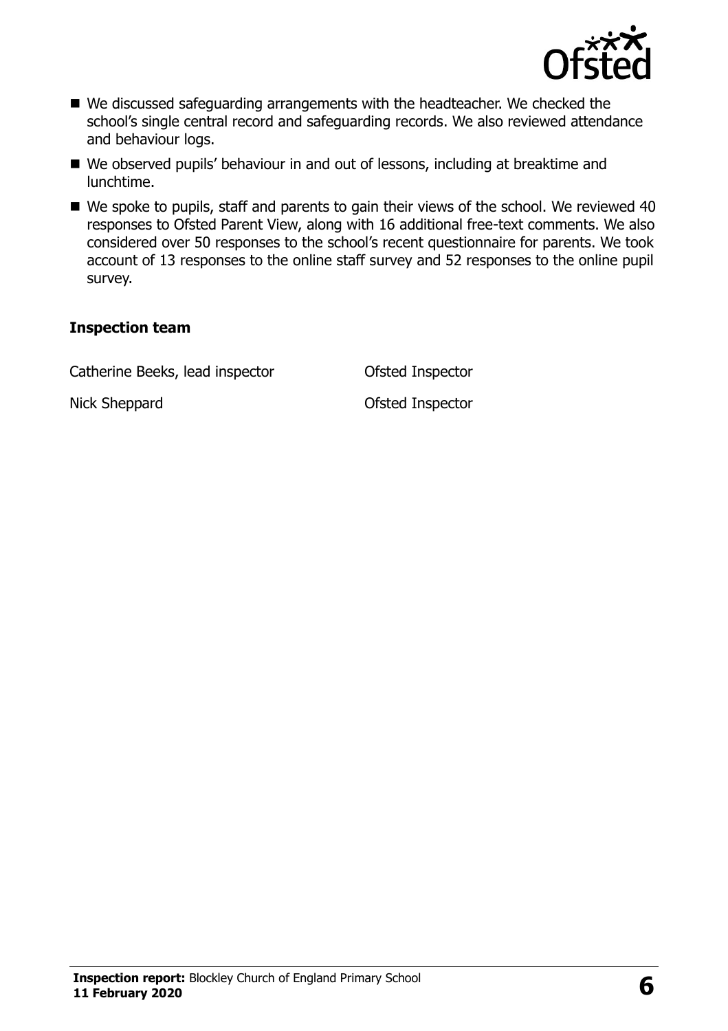- We discussed safeguarding arrangements with the headteacher. We checked the school's single central record and safeguarding records. We also reviewed attendance and behaviour logs.
- We observed pupils' behaviour in and out of lessons, including at breaktime and lunchtime.
- We spoke to pupils, staff and parents to gain their views of the school. We reviewed 40 responses to Ofsted Parent View, along with 16 additional free-text comments. We also considered over 50 responses to the school's recent questionnaire for parents. We took account of 13 responses to the online staff survey and 52 responses to the online pupil survey.

**Inspection team**

| | |
|---|---|
| Catherine Beeks, lead inspector | Ofsted Inspector |
| Nick Sheppard | Ofsted Inspector |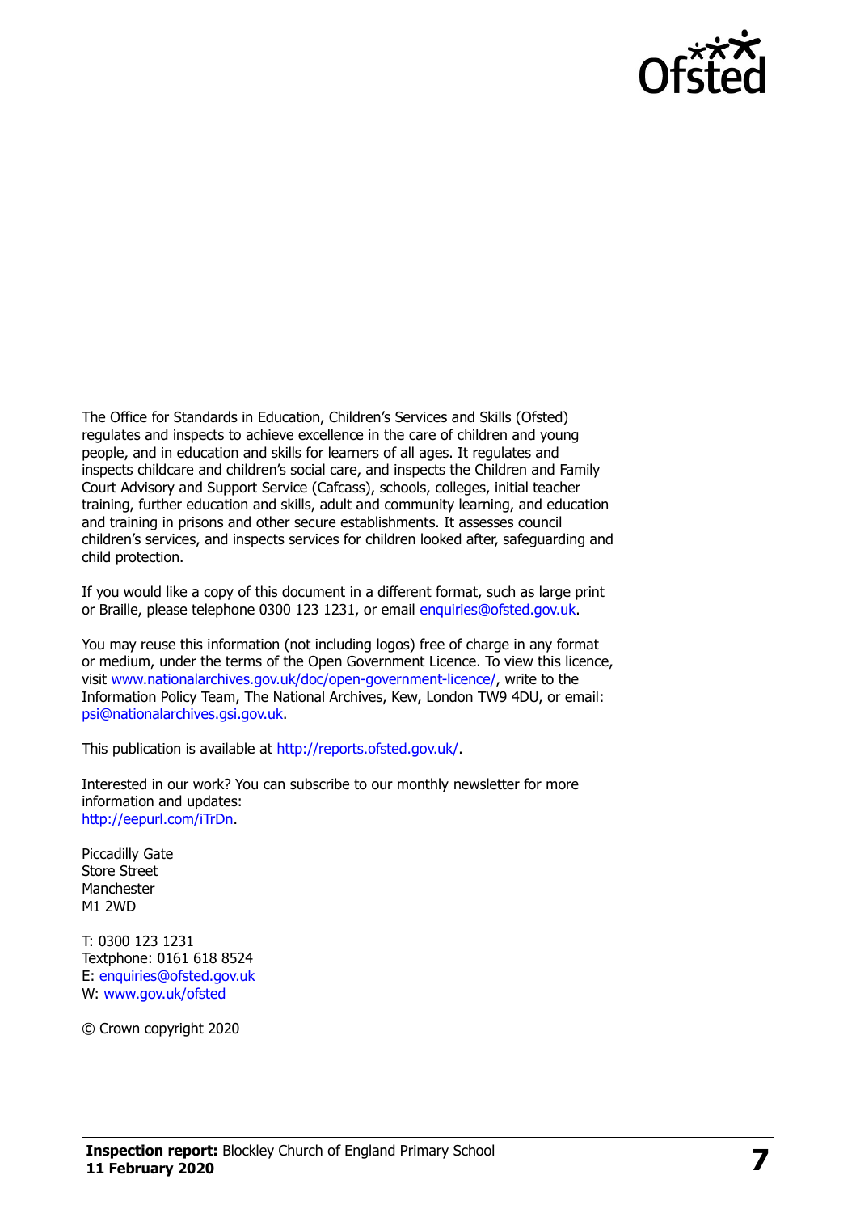The Office for Standards in Education, Children's Services and Skills (Ofsted) regulates and inspects to achieve excellence in the care of children and young people, and in education and skills for learners of all ages. It regulates and inspects childcare and children's social care, and inspects the Children and Family Court Advisory and Support Service (Cafcass), schools, colleges, initial teacher training, further education and skills, adult and community learning, and education and training in prisons and other secure establishments. It assesses council children's services, and inspects services for children looked after, safeguarding and child protection.

If you would like a copy of this document in a different format, such as large print or Braille, please telephone 0300 123 1231, or email enquiries@ofsted.gov.uk.

You may reuse this information (not including logos) free of charge in any format or medium, under the terms of the Open Government Licence. To view this licence, visit www.nationalarchives.gov.uk/doc/open-government-licence/, write to the Information Policy Team, The National Archives, Kew, London TW9 4DU, or email: psi@nationalarchives.gsi.gov.uk.

This publication is available at http://reports.ofsted.gov.uk/.

Interested in our work? You can subscribe to our monthly newsletter for more information and updates:
http://eepurl.com/iTrDn.

Piccadilly Gate
Store Street
Manchester
M1 2WD

T: 0300 123 1231
Textphone: 0161 618 8524
E: enquiries@ofsted.gov.uk
W: www.gov.uk/ofsted

© Crown copyright 2020